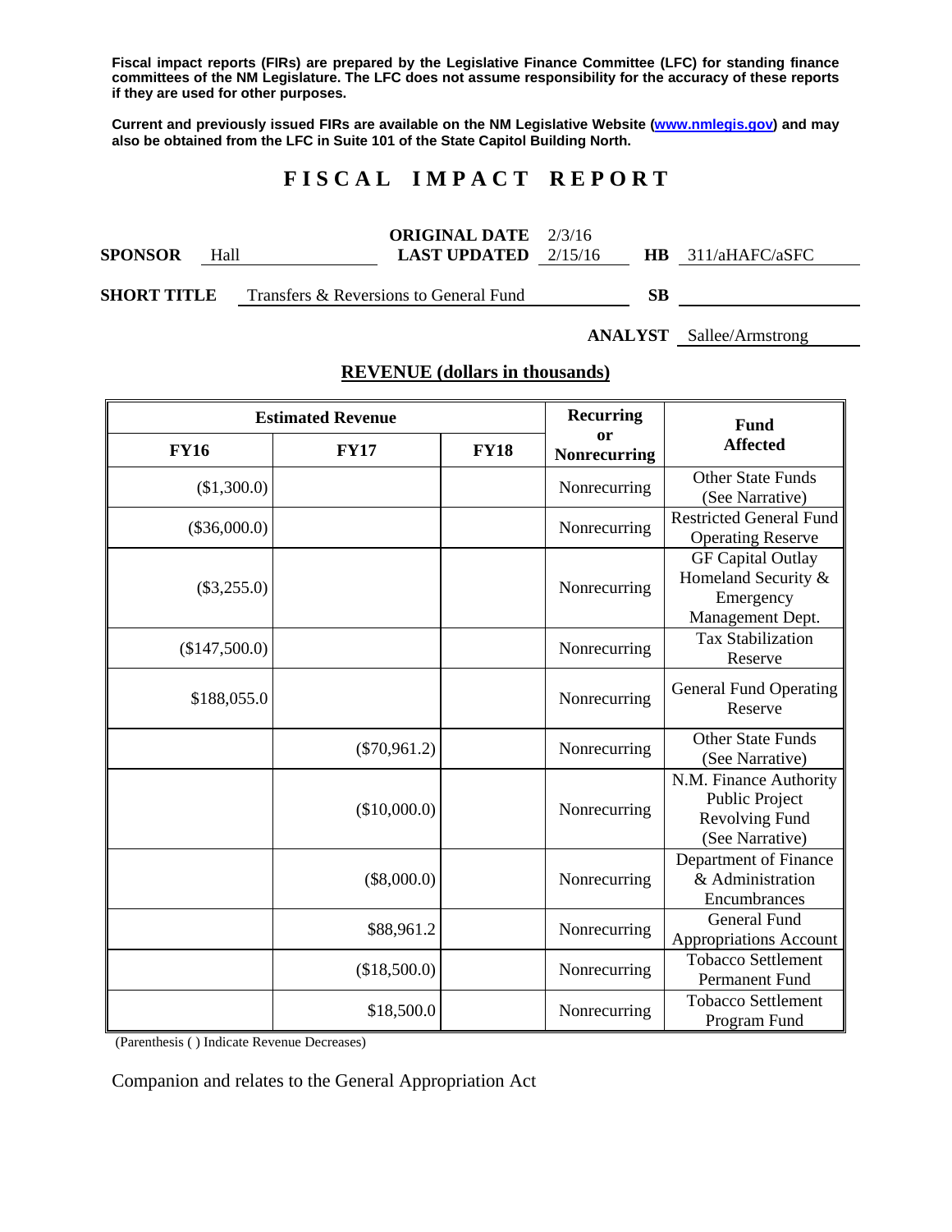**Fiscal impact reports (FIRs) are prepared by the Legislative Finance Committee (LFC) for standing finance committees of the NM Legislature. The LFC does not assume responsibility for the accuracy of these reports if they are used for other purposes.**

**Current and previously issued FIRs are available on the NM Legislative Website (www.nmlegis.gov) and may also be obtained from the LFC in Suite 101 of the State Capitol Building North.**

# F I S C A L   I M P A C T   R E P O R T

**SPONSOR** Hall | **ORIGINAL DATE** 2/3/16 | **LAST UPDATED** 2/15/16 | **HB** 311/aHAFC/aSFC

**SHORT TITLE** Transfers & Reversions to General Fund | **SB**

**ANALYST** Sallee/Armstrong

## REVENUE (dollars in thousands)

| Estimated Revenue | | | Recurring or Nonrecurring | Fund Affected |
|---|---|---|---|---|
| **FY16** | **FY17** | **FY18** | | |
| ($1,300.0) | | | Nonrecurring | Other State Funds (See Narrative) |
| ($36,000.0) | | | Nonrecurring | Restricted General Fund Operating Reserve |
| ($3,255.0) | | | Nonrecurring | GF Capital Outlay Homeland Security & Emergency Management Dept. |
| ($147,500.0) | | | Nonrecurring | Tax Stabilization Reserve |
| $188,055.0 | | | Nonrecurring | General Fund Operating Reserve |
| | ($70,961.2) | | Nonrecurring | Other State Funds (See Narrative) |
| | ($10,000.0) | | Nonrecurring | N.M. Finance Authority Public Project Revolving Fund (See Narrative) |
| | ($8,000.0) | | Nonrecurring | Department of Finance & Administration Encumbrances |
| | $88,961.2 | | Nonrecurring | General Fund Appropriations Account |
| | ($18,500.0) | | Nonrecurring | Tobacco Settlement Permanent Fund |
| | $18,500.0 | | Nonrecurring | Tobacco Settlement Program Fund |

(Parenthesis ( ) Indicate Revenue Decreases)

Companion and relates to the General Appropriation Act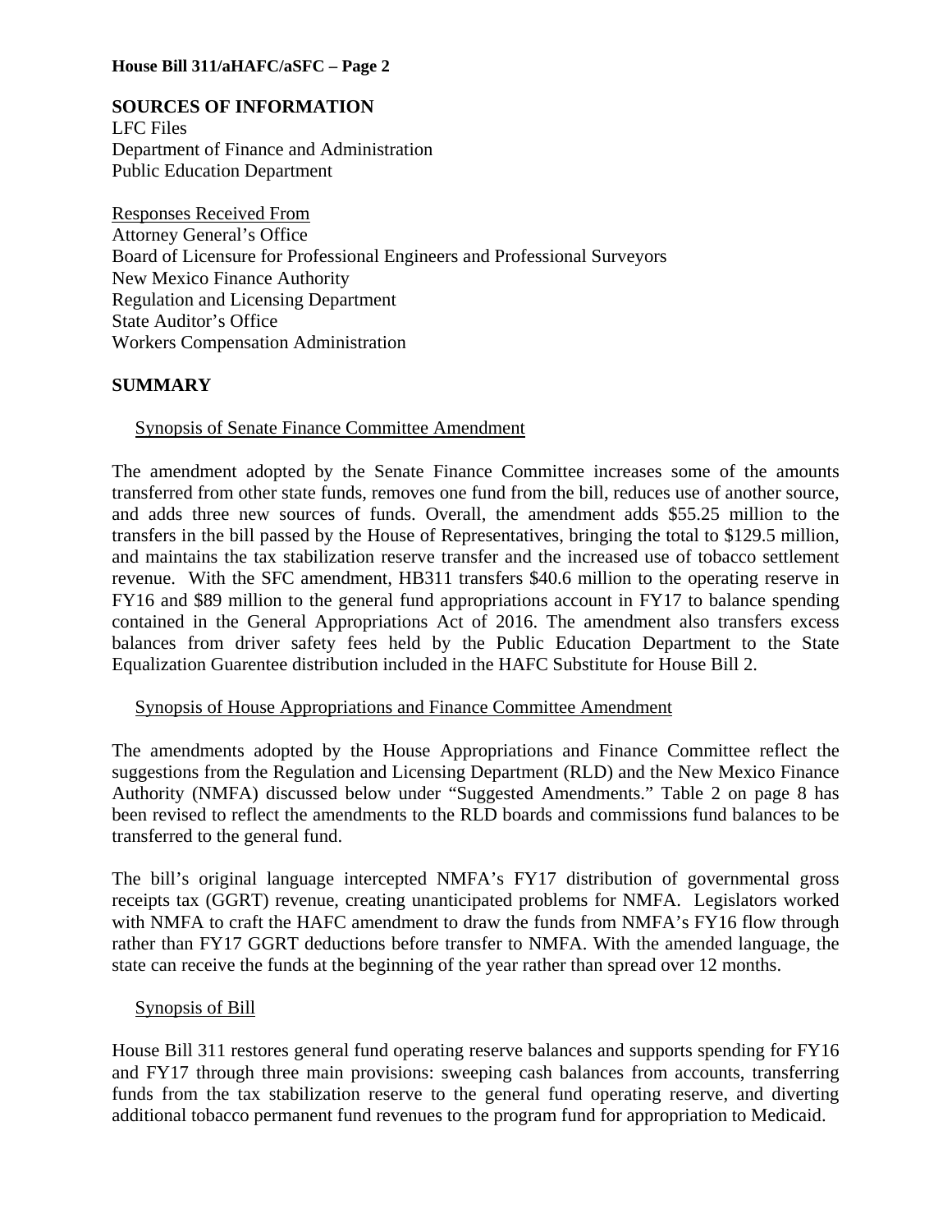## SOURCES OF INFORMATION

LFC Files
Department of Finance and Administration
Public Education Department

Responses Received From
Attorney General's Office
Board of Licensure for Professional Engineers and Professional Surveyors
New Mexico Finance Authority
Regulation and Licensing Department
State Auditor's Office
Workers Compensation Administration

## SUMMARY

### Synopsis of Senate Finance Committee Amendment

The amendment adopted by the Senate Finance Committee increases some of the amounts transferred from other state funds, removes one fund from the bill, reduces use of another source, and adds three new sources of funds. Overall, the amendment adds $55.25 million to the transfers in the bill passed by the House of Representatives, bringing the total to $129.5 million, and maintains the tax stabilization reserve transfer and the increased use of tobacco settlement revenue. With the SFC amendment, HB311 transfers $40.6 million to the operating reserve in FY16 and $89 million to the general fund appropriations account in FY17 to balance spending contained in the General Appropriations Act of 2016. The amendment also transfers excess balances from driver safety fees held by the Public Education Department to the State Equalization Guerantee distribution included in the HAFC Substitute for House Bill 2.

### Synopsis of House Appropriations and Finance Committee Amendment

The amendments adopted by the House Appropriations and Finance Committee reflect the suggestions from the Regulation and Licensing Department (RLD) and the New Mexico Finance Authority (NMFA) discussed below under "Suggested Amendments." Table 2 on page 8 has been revised to reflect the amendments to the RLD boards and commissions fund balances to be transferred to the general fund.

The bill's original language intercepted NMFA's FY17 distribution of governmental gross receipts tax (GGRT) revenue, creating unanticipated problems for NMFA. Legislators worked with NMFA to craft the HAFC amendment to draw the funds from NMFA's FY16 flow through rather than FY17 GGRT deductions before transfer to NMFA. With the amended language, the state can receive the funds at the beginning of the year rather than spread over 12 months.

### Synopsis of Bill

House Bill 311 restores general fund operating reserve balances and supports spending for FY16 and FY17 through three main provisions: sweeping cash balances from accounts, transferring funds from the tax stabilization reserve to the general fund operating reserve, and diverting additional tobacco permanent fund revenues to the program fund for appropriation to Medicaid.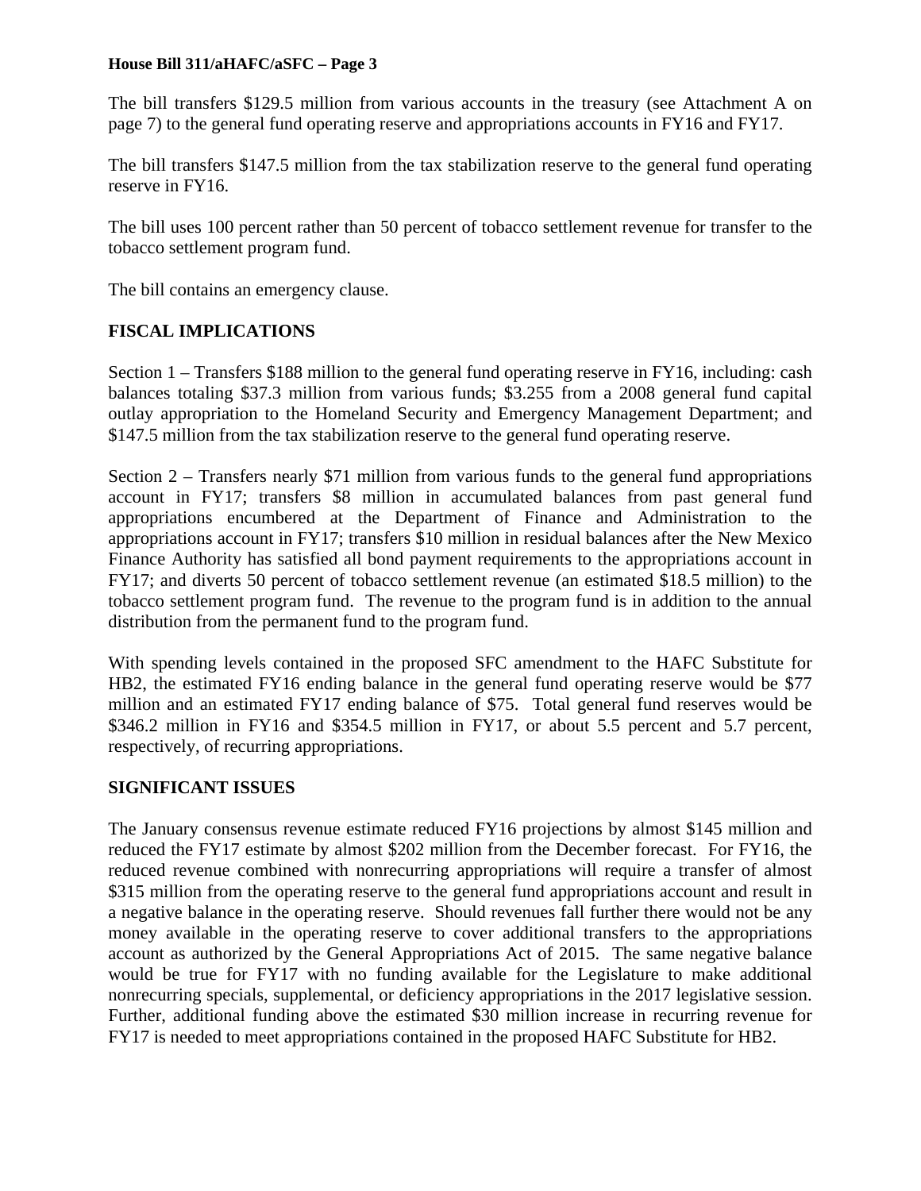The bill transfers $129.5 million from various accounts in the treasury (see Attachment A on page 7) to the general fund operating reserve and appropriations accounts in FY16 and FY17.

The bill transfers $147.5 million from the tax stabilization reserve to the general fund operating reserve in FY16.

The bill uses 100 percent rather than 50 percent of tobacco settlement revenue for transfer to the tobacco settlement program fund.

The bill contains an emergency clause.

**FISCAL IMPLICATIONS**

Section 1 – Transfers $188 million to the general fund operating reserve in FY16, including: cash balances totaling $37.3 million from various funds; $3.255 from a 2008 general fund capital outlay appropriation to the Homeland Security and Emergency Management Department; and $147.5 million from the tax stabilization reserve to the general fund operating reserve.

Section 2 – Transfers nearly $71 million from various funds to the general fund appropriations account in FY17; transfers $8 million in accumulated balances from past general fund appropriations encumbered at the Department of Finance and Administration to the appropriations account in FY17; transfers $10 million in residual balances after the New Mexico Finance Authority has satisfied all bond payment requirements to the appropriations account in FY17; and diverts 50 percent of tobacco settlement revenue (an estimated $18.5 million) to the tobacco settlement program fund. The revenue to the program fund is in addition to the annual distribution from the permanent fund to the program fund.

With spending levels contained in the proposed SFC amendment to the HAFC Substitute for HB2, the estimated FY16 ending balance in the general fund operating reserve would be $77 million and an estimated FY17 ending balance of $75. Total general fund reserves would be $346.2 million in FY16 and $354.5 million in FY17, or about 5.5 percent and 5.7 percent, respectively, of recurring appropriations.

**SIGNIFICANT ISSUES**

The January consensus revenue estimate reduced FY16 projections by almost $145 million and reduced the FY17 estimate by almost $202 million from the December forecast. For FY16, the reduced revenue combined with nonrecurring appropriations will require a transfer of almost $315 million from the operating reserve to the general fund appropriations account and result in a negative balance in the operating reserve. Should revenues fall further there would not be any money available in the operating reserve to cover additional transfers to the appropriations account as authorized by the General Appropriations Act of 2015. The same negative balance would be true for FY17 with no funding available for the Legislature to make additional nonrecurring specials, supplemental, or deficiency appropriations in the 2017 legislative session. Further, additional funding above the estimated $30 million increase in recurring revenue for FY17 is needed to meet appropriations contained in the proposed HAFC Substitute for HB2.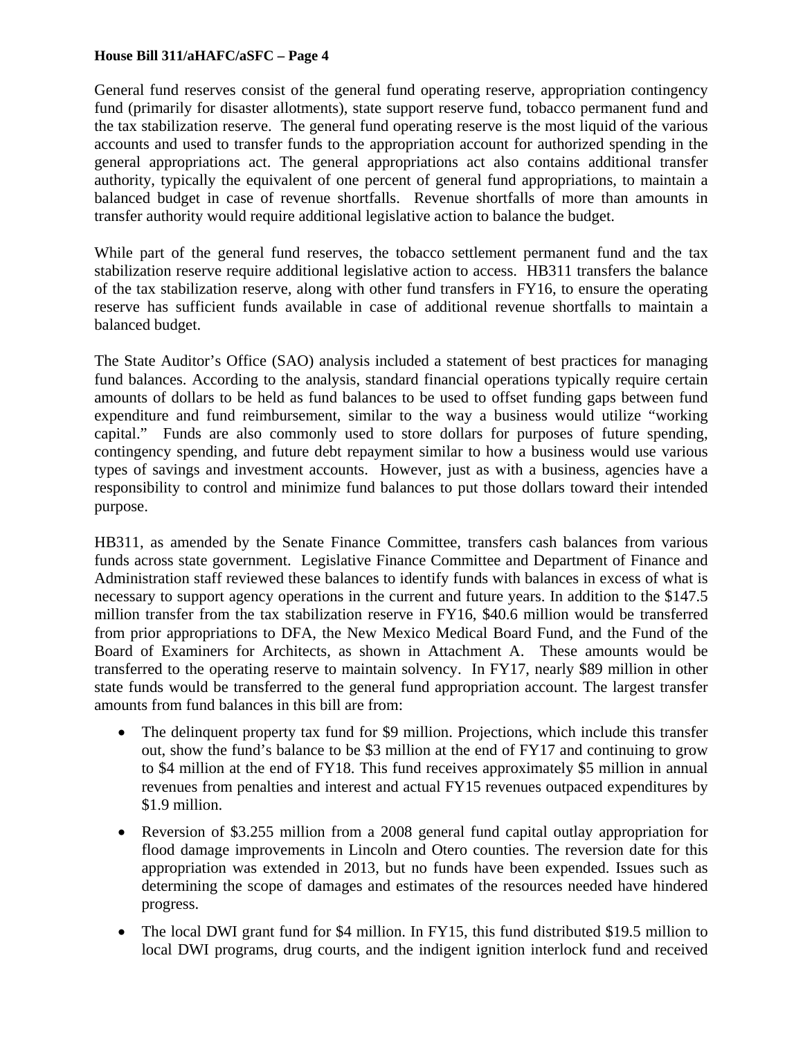General fund reserves consist of the general fund operating reserve, appropriation contingency fund (primarily for disaster allotments), state support reserve fund, tobacco permanent fund and the tax stabilization reserve. The general fund operating reserve is the most liquid of the various accounts and used to transfer funds to the appropriation account for authorized spending in the general appropriations act. The general appropriations act also contains additional transfer authority, typically the equivalent of one percent of general fund appropriations, to maintain a balanced budget in case of revenue shortfalls. Revenue shortfalls of more than amounts in transfer authority would require additional legislative action to balance the budget.

While part of the general fund reserves, the tobacco settlement permanent fund and the tax stabilization reserve require additional legislative action to access. HB311 transfers the balance of the tax stabilization reserve, along with other fund transfers in FY16, to ensure the operating reserve has sufficient funds available in case of additional revenue shortfalls to maintain a balanced budget.

The State Auditor's Office (SAO) analysis included a statement of best practices for managing fund balances. According to the analysis, standard financial operations typically require certain amounts of dollars to be held as fund balances to be used to offset funding gaps between fund expenditure and fund reimbursement, similar to the way a business would utilize "working capital." Funds are also commonly used to store dollars for purposes of future spending, contingency spending, and future debt repayment similar to how a business would use various types of savings and investment accounts. However, just as with a business, agencies have a responsibility to control and minimize fund balances to put those dollars toward their intended purpose.

HB311, as amended by the Senate Finance Committee, transfers cash balances from various funds across state government. Legislative Finance Committee and Department of Finance and Administration staff reviewed these balances to identify funds with balances in excess of what is necessary to support agency operations in the current and future years. In addition to the $147.5 million transfer from the tax stabilization reserve in FY16, $40.6 million would be transferred from prior appropriations to DFA, the New Mexico Medical Board Fund, and the Fund of the Board of Examiners for Architects, as shown in Attachment A. These amounts would be transferred to the operating reserve to maintain solvency. In FY17, nearly $89 million in other state funds would be transferred to the general fund appropriation account. The largest transfer amounts from fund balances in this bill are from:

- The delinquent property tax fund for $9 million. Projections, which include this transfer out, show the fund's balance to be $3 million at the end of FY17 and continuing to grow to $4 million at the end of FY18. This fund receives approximately $5 million in annual revenues from penalties and interest and actual FY15 revenues outpaced expenditures by $1.9 million.
- Reversion of $3.255 million from a 2008 general fund capital outlay appropriation for flood damage improvements in Lincoln and Otero counties. The reversion date for this appropriation was extended in 2013, but no funds have been expended. Issues such as determining the scope of damages and estimates of the resources needed have hindered progress.
- The local DWI grant fund for $4 million. In FY15, this fund distributed $19.5 million to local DWI programs, drug courts, and the indigent ignition interlock fund and received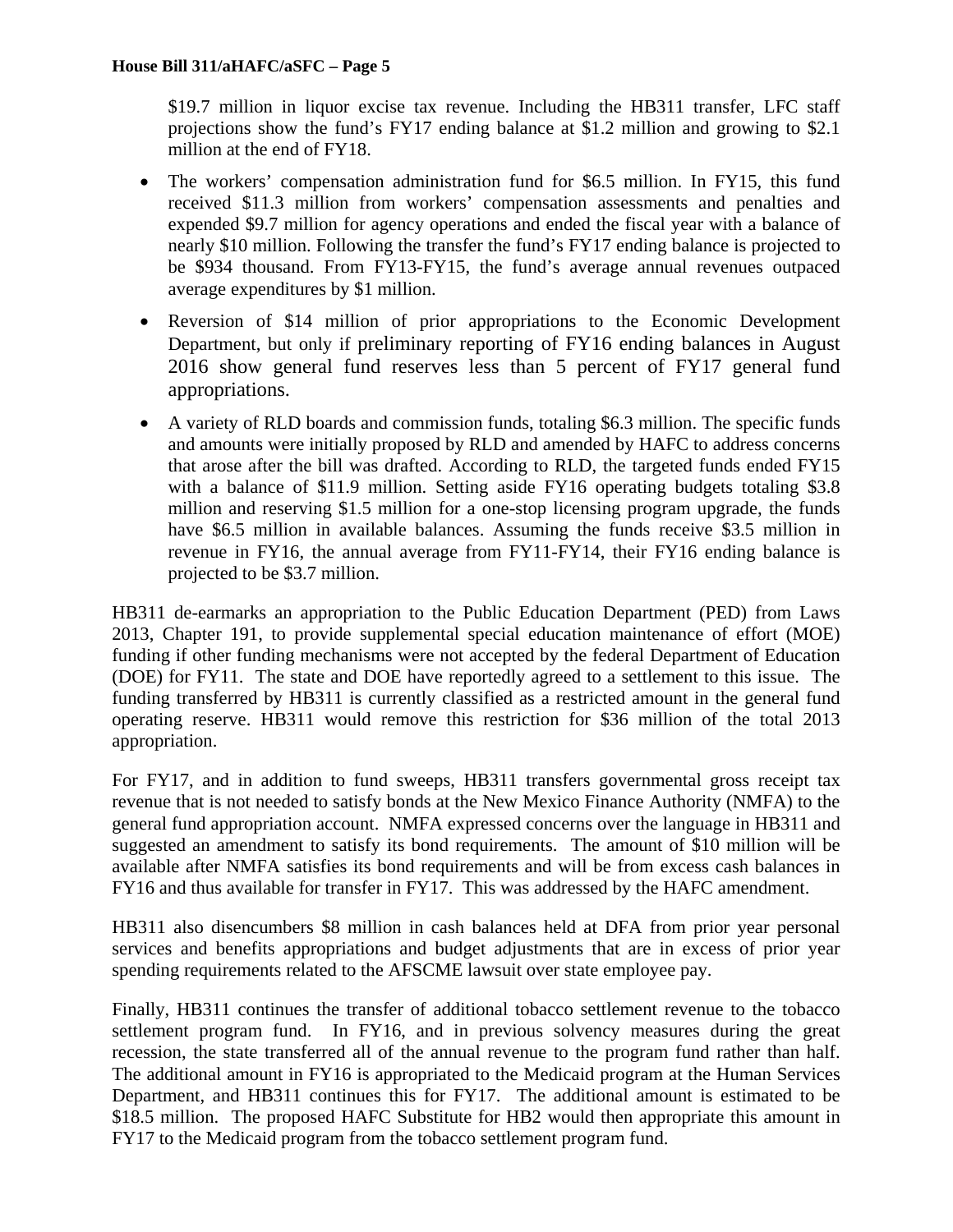$19.7 million in liquor excise tax revenue. Including the HB311 transfer, LFC staff projections show the fund's FY17 ending balance at $1.2 million and growing to $2.1 million at the end of FY18.

- The workers' compensation administration fund for $6.5 million. In FY15, this fund received $11.3 million from workers' compensation assessments and penalties and expended $9.7 million for agency operations and ended the fiscal year with a balance of nearly $10 million. Following the transfer the fund's FY17 ending balance is projected to be $934 thousand. From FY13-FY15, the fund's average annual revenues outpaced average expenditures by $1 million.
- Reversion of $14 million of prior appropriations to the Economic Development Department, but only if preliminary reporting of FY16 ending balances in August 2016 show general fund reserves less than 5 percent of FY17 general fund appropriations.
- A variety of RLD boards and commission funds, totaling $6.3 million. The specific funds and amounts were initially proposed by RLD and amended by HAFC to address concerns that arose after the bill was drafted. According to RLD, the targeted funds ended FY15 with a balance of $11.9 million. Setting aside FY16 operating budgets totaling $3.8 million and reserving $1.5 million for a one-stop licensing program upgrade, the funds have $6.5 million in available balances. Assuming the funds receive $3.5 million in revenue in FY16, the annual average from FY11-FY14, their FY16 ending balance is projected to be $3.7 million.

HB311 de-earmarks an appropriation to the Public Education Department (PED) from Laws 2013, Chapter 191, to provide supplemental special education maintenance of effort (MOE) funding if other funding mechanisms were not accepted by the federal Department of Education (DOE) for FY11. The state and DOE have reportedly agreed to a settlement to this issue. The funding transferred by HB311 is currently classified as a restricted amount in the general fund operating reserve. HB311 would remove this restriction for $36 million of the total 2013 appropriation.

For FY17, and in addition to fund sweeps, HB311 transfers governmental gross receipt tax revenue that is not needed to satisfy bonds at the New Mexico Finance Authority (NMFA) to the general fund appropriation account. NMFA expressed concerns over the language in HB311 and suggested an amendment to satisfy its bond requirements. The amount of $10 million will be available after NMFA satisfies its bond requirements and will be from excess cash balances in FY16 and thus available for transfer in FY17. This was addressed by the HAFC amendment.

HB311 also disencumbers $8 million in cash balances held at DFA from prior year personal services and benefits appropriations and budget adjustments that are in excess of prior year spending requirements related to the AFSCME lawsuit over state employee pay.

Finally, HB311 continues the transfer of additional tobacco settlement revenue to the tobacco settlement program fund. In FY16, and in previous solvency measures during the great recession, the state transferred all of the annual revenue to the program fund rather than half. The additional amount in FY16 is appropriated to the Medicaid program at the Human Services Department, and HB311 continues this for FY17. The additional amount is estimated to be $18.5 million. The proposed HAFC Substitute for HB2 would then appropriate this amount in FY17 to the Medicaid program from the tobacco settlement program fund.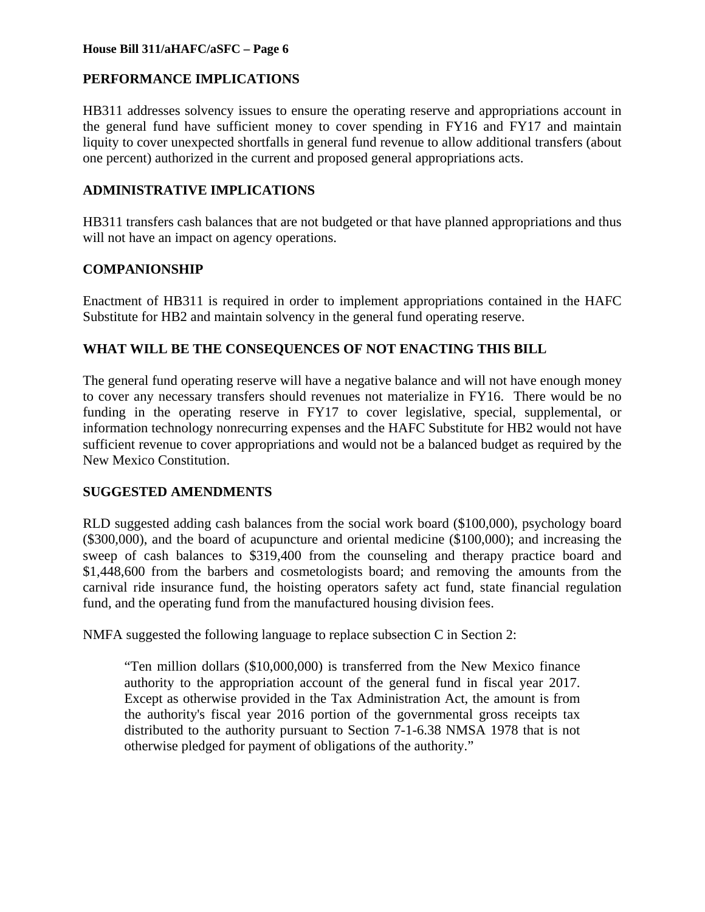**PERFORMANCE IMPLICATIONS**

HB311 addresses solvency issues to ensure the operating reserve and appropriations account in the general fund have sufficient money to cover spending in FY16 and FY17 and maintain liquity to cover unexpected shortfalls in general fund revenue to allow additional transfers (about one percent) authorized in the current and proposed general appropriations acts.

**ADMINISTRATIVE IMPLICATIONS**

HB311 transfers cash balances that are not budgeted or that have planned appropriations and thus will not have an impact on agency operations.

**COMPANIONSHIP**

Enactment of HB311 is required in order to implement appropriations contained in the HAFC Substitute for HB2 and maintain solvency in the general fund operating reserve.

**WHAT WILL BE THE CONSEQUENCES OF NOT ENACTING THIS BILL**

The general fund operating reserve will have a negative balance and will not have enough money to cover any necessary transfers should revenues not materialize in FY16. There would be no funding in the operating reserve in FY17 to cover legislative, special, supplemental, or information technology nonrecurring expenses and the HAFC Substitute for HB2 would not have sufficient revenue to cover appropriations and would not be a balanced budget as required by the New Mexico Constitution.

**SUGGESTED AMENDMENTS**

RLD suggested adding cash balances from the social work board ($100,000), psychology board ($300,000), and the board of acupuncture and oriental medicine ($100,000); and increasing the sweep of cash balances to $319,400 from the counseling and therapy practice board and $1,448,600 from the barbers and cosmetologists board; and removing the amounts from the carnival ride insurance fund, the hoisting operators safety act fund, state financial regulation fund, and the operating fund from the manufactured housing division fees.

NMFA suggested the following language to replace subsection C in Section 2:

> "Ten million dollars ($10,000,000) is transferred from the New Mexico finance authority to the appropriation account of the general fund in fiscal year 2017. Except as otherwise provided in the Tax Administration Act, the amount is from the authority's fiscal year 2016 portion of the governmental gross receipts tax distributed to the authority pursuant to Section 7-1-6.38 NMSA 1978 that is not otherwise pledged for payment of obligations of the authority."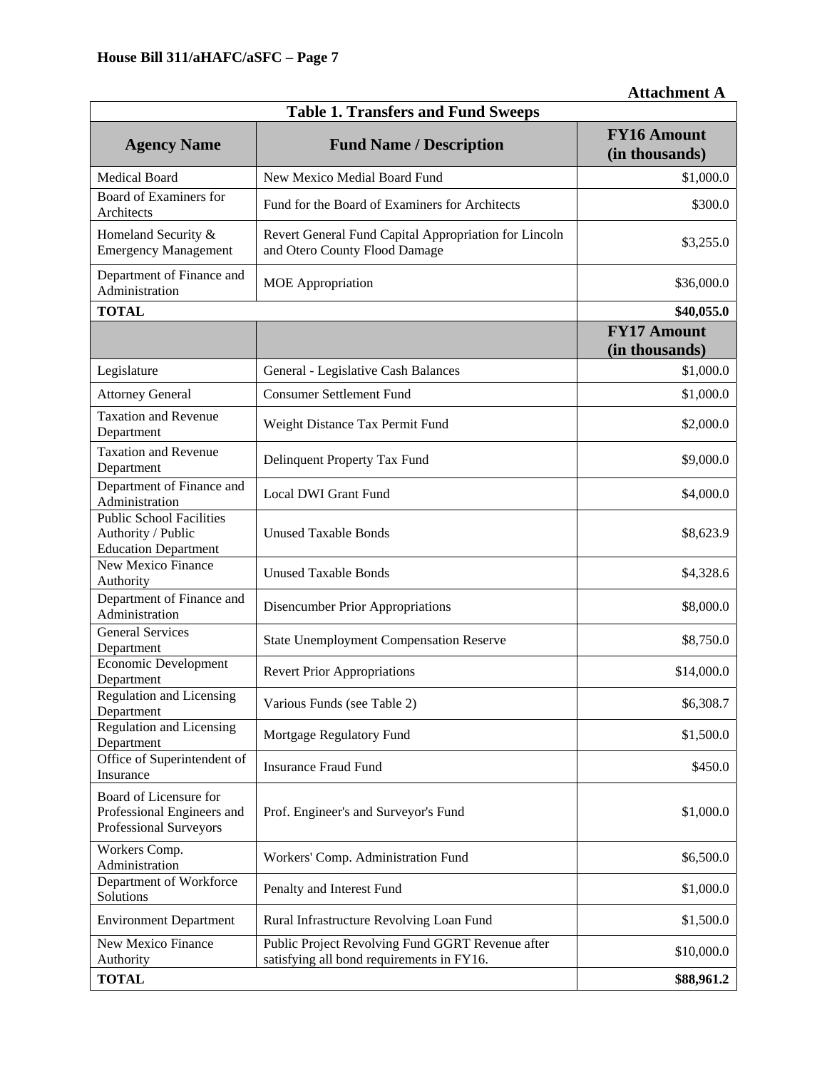**Attachment A**

| Table 1. Transfers and Fund Sweeps | | |
|---|---|---|
| **Agency Name** | **Fund Name / Description** | **FY16 Amount (in thousands)** |
| Medical Board | New Mexico Medial Board Fund | $1,000.0 |
| Board of Examiners for Architects | Fund for the Board of Examiners for Architects | $300.0 |
| Homeland Security & Emergency Management | Revert General Fund Capital Appropriation for Lincoln and Otero County Flood Damage | $3,255.0 |
| Department of Finance and Administration | MOE Appropriation | $36,000.0 |
| **TOTAL** | | **$40,055.0** |
| | | **FY17 Amount (in thousands)** |
| Legislature | General - Legislative Cash Balances | $1,000.0 |
| Attorney General | Consumer Settlement Fund | $1,000.0 |
| Taxation and Revenue Department | Weight Distance Tax Permit Fund | $2,000.0 |
| Taxation and Revenue Department | Delinquent Property Tax Fund | $9,000.0 |
| Department of Finance and Administration | Local DWI Grant Fund | $4,000.0 |
| Public School Facilities Authority / Public Education Department | Unused Taxable Bonds | $8,623.9 |
| New Mexico Finance Authority | Unused Taxable Bonds | $4,328.6 |
| Department of Finance and Administration | Disencumber Prior Appropriations | $8,000.0 |
| General Services Department | State Unemployment Compensation Reserve | $8,750.0 |
| Economic Development Department | Revert Prior Appropriations | $14,000.0 |
| Regulation and Licensing Department | Various Funds (see Table 2) | $6,308.7 |
| Regulation and Licensing Department | Mortgage Regulatory Fund | $1,500.0 |
| Office of Superintendent of Insurance | Insurance Fraud Fund | $450.0 |
| Board of Licensure for Professional Engineers and Professional Surveyors | Prof. Engineer's and Surveyor's Fund | $1,000.0 |
| Workers Comp. Administration | Workers' Comp. Administration Fund | $6,500.0 |
| Department of Workforce Solutions | Penalty and Interest Fund | $1,000.0 |
| Environment Department | Rural Infrastructure Revolving Loan Fund | $1,500.0 |
| New Mexico Finance Authority | Public Project Revolving Fund GGRT Revenue after satisfying all bond requirements in FY16. | $10,000.0 |
| **TOTAL** | | **$88,961.2** |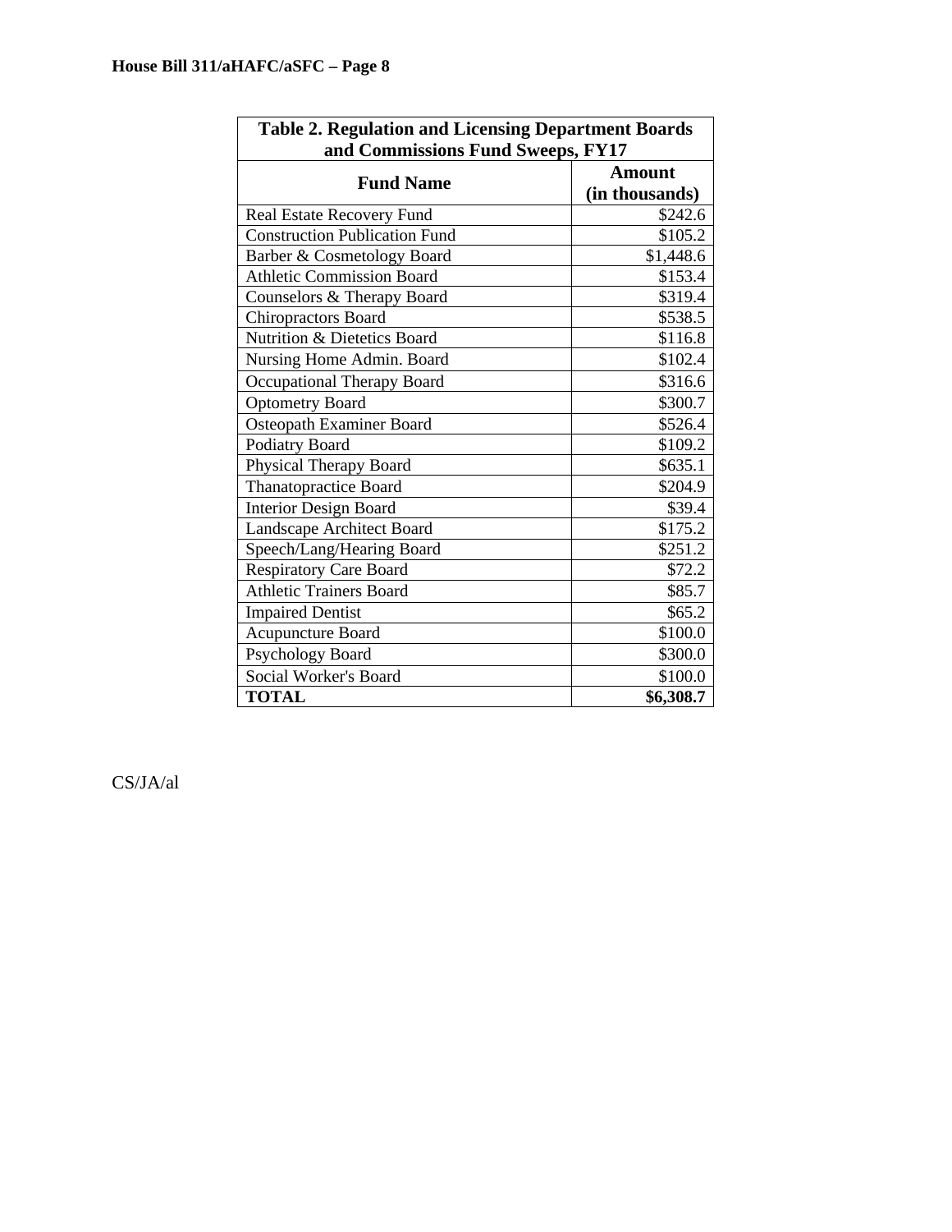| Table 2. Regulation and Licensing Department Boards and Commissions Fund Sweeps, FY17 | |
|---|---|
| **Fund Name** | **Amount (in thousands)** |
| Real Estate Recovery Fund | $242.6 |
| Construction Publication Fund | $105.2 |
| Barber & Cosmetology Board | $1,448.6 |
| Athletic Commission Board | $153.4 |
| Counselors & Therapy Board | $319.4 |
| Chiropractors Board | $538.5 |
| Nutrition & Dietetics Board | $116.8 |
| Nursing Home Admin. Board | $102.4 |
| Occupational Therapy Board | $316.6 |
| Optometry Board | $300.7 |
| Osteopath Examiner Board | $526.4 |
| Podiatry Board | $109.2 |
| Physical Therapy Board | $635.1 |
| Thanatopractice Board | $204.9 |
| Interior Design Board | $39.4 |
| Landscape Architect Board | $175.2 |
| Speech/Lang/Hearing Board | $251.2 |
| Respiratory Care Board | $72.2 |
| Athletic Trainers Board | $85.7 |
| Impaired Dentist | $65.2 |
| Acupuncture Board | $100.0 |
| Psychology Board | $300.0 |
| Social Worker's Board | $100.0 |
| **TOTAL** | **$6,308.7** |

CS/JA/al